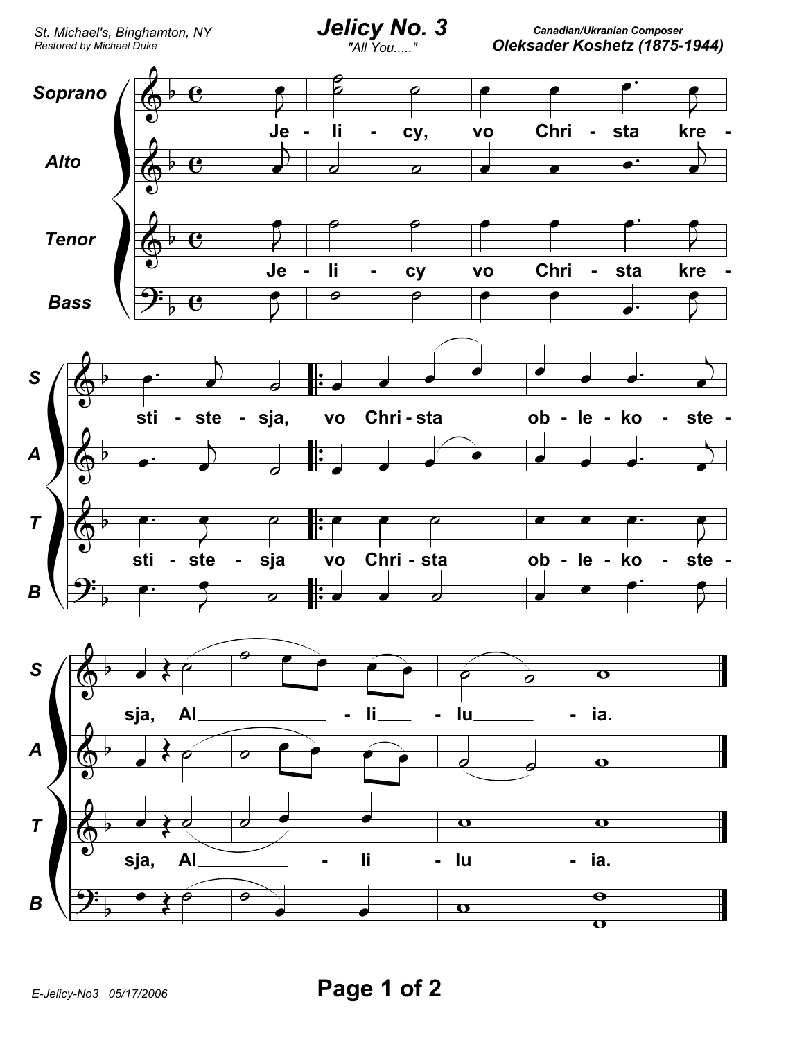St. Michael's, Binghamton, NY
Restored by Michael Duke

# Jelicy No. 3

"All You....."

Canadian/Ukranian Composer
**Oleksader Koshetz (1875-1944)**

Soprano, Alto, Tenor, Bass

Je - li - cy, vo Chri - sta kre - sti - ste - sja, vo Chri - sta ob - le - ko - ste - sja, Al - li - lu - ia.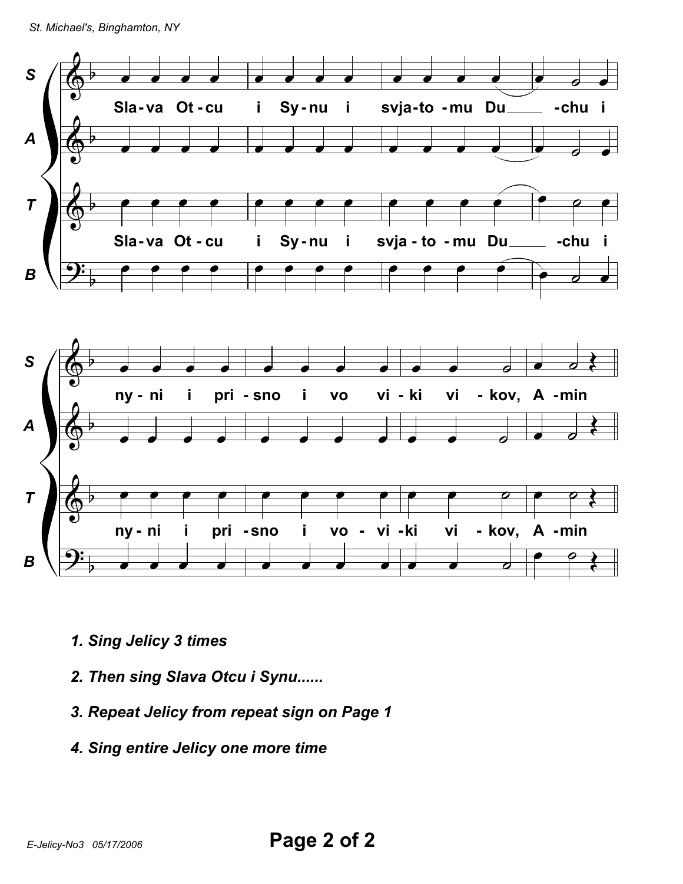1. *Sing Jelicy 3 times*
2. *Then sing Slava Otcu i Synu......*
3. *Repeat Jelicy from repeat sign on Page 1*
4. *Sing entire Jelicy one more time*